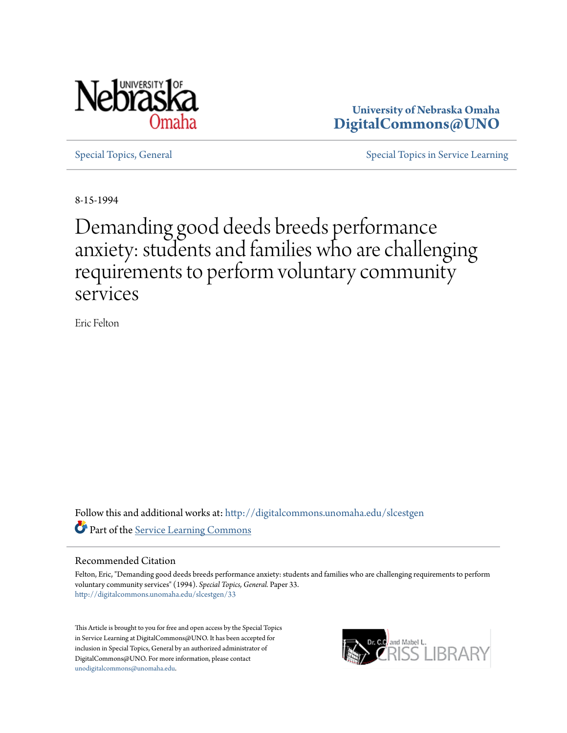University of Nebraska Omaha
**DigitalCommons@UNO**

Special Topics, General | Special Topics in Service Learning

8-15-1994

# Demanding good deeds breeds performance anxiety: students and families who are challenging requirements to perform voluntary community services

Eric Felton

Follow this and additional works at: http://digitalcommons.unomaha.edu/slcestgen

Part of the Service Learning Commons

## Recommended Citation

Felton, Eric, "Demanding good deeds breeds performance anxiety: students and families who are challenging requirements to perform voluntary community services" (1994). *Special Topics, General.* Paper 33.
http://digitalcommons.unomaha.edu/slcestgen/33

This Article is brought to you for free and open access by the Special Topics in Service Learning at DigitalCommons@UNO. It has been accepted for inclusion in Special Topics, General by an authorized administrator of DigitalCommons@UNO. For more information, please contact unodigitalcommons@unomaha.edu.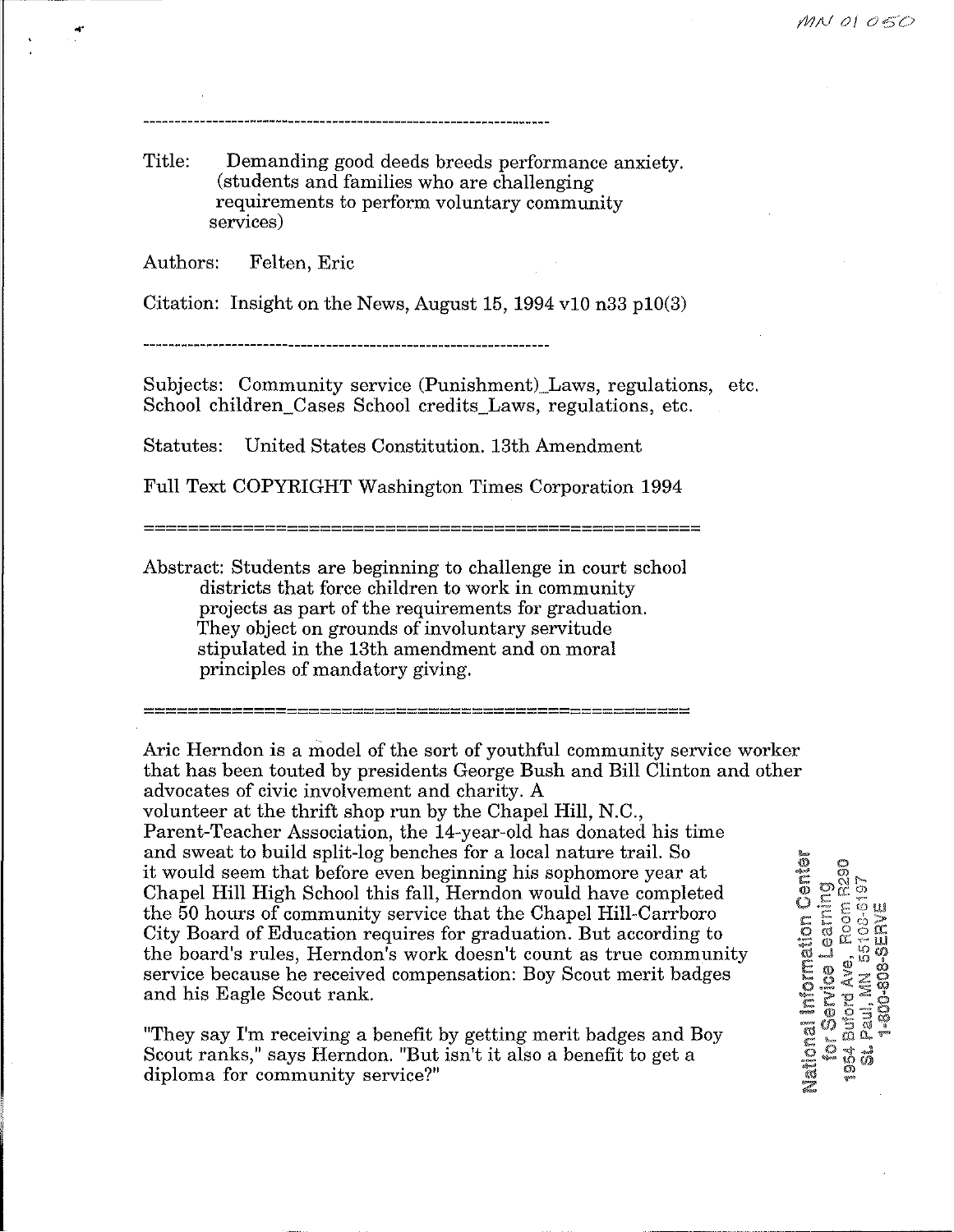MN 01 050

---

Title: Demanding good deeds breeds performance anxiety. (students and families who are challenging requirements to perform voluntary community services)

Authors: Felten, Eric

Citation: Insight on the News, August 15, 1994 v10 n33 p10(3)

---

Subjects: Community service (Punishment)_Laws, regulations, etc. School children_Cases School credits_Laws, regulations, etc.

Statutes: United States Constitution. 13th Amendment

Full Text COPYRIGHT Washington Times Corporation 1994

---

Abstract: Students are beginning to challenge in court school districts that force children to work in community projects as part of the requirements for graduation. They object on grounds of involuntary servitude stipulated in the 13th amendment and on moral principles of mandatory giving.

---

Aric Herndon is a model of the sort of youthful community service worker that has been touted by presidents George Bush and Bill Clinton and other advocates of civic involvement and charity. A volunteer at the thrift shop run by the Chapel Hill, N.C., Parent-Teacher Association, the 14-year-old has donated his time and sweat to build split-log benches for a local nature trail. So it would seem that before even beginning his sophomore year at Chapel Hill High School this fall, Herndon would have completed the 50 hours of community service that the Chapel Hill-Carrboro City Board of Education requires for graduation. But according to the board's rules, Herndon's work doesn't count as true community service because he received compensation: Boy Scout merit badges and his Eagle Scout rank.

"They say I'm receiving a benefit by getting merit badges and Boy Scout ranks," says Herndon. "But isn't it also a benefit to get a diploma for community service?"

National Information Center for Service Learning
1954 Buford Ave., Room R290
St. Paul, MN 55108-6197
1-800-808-SERVE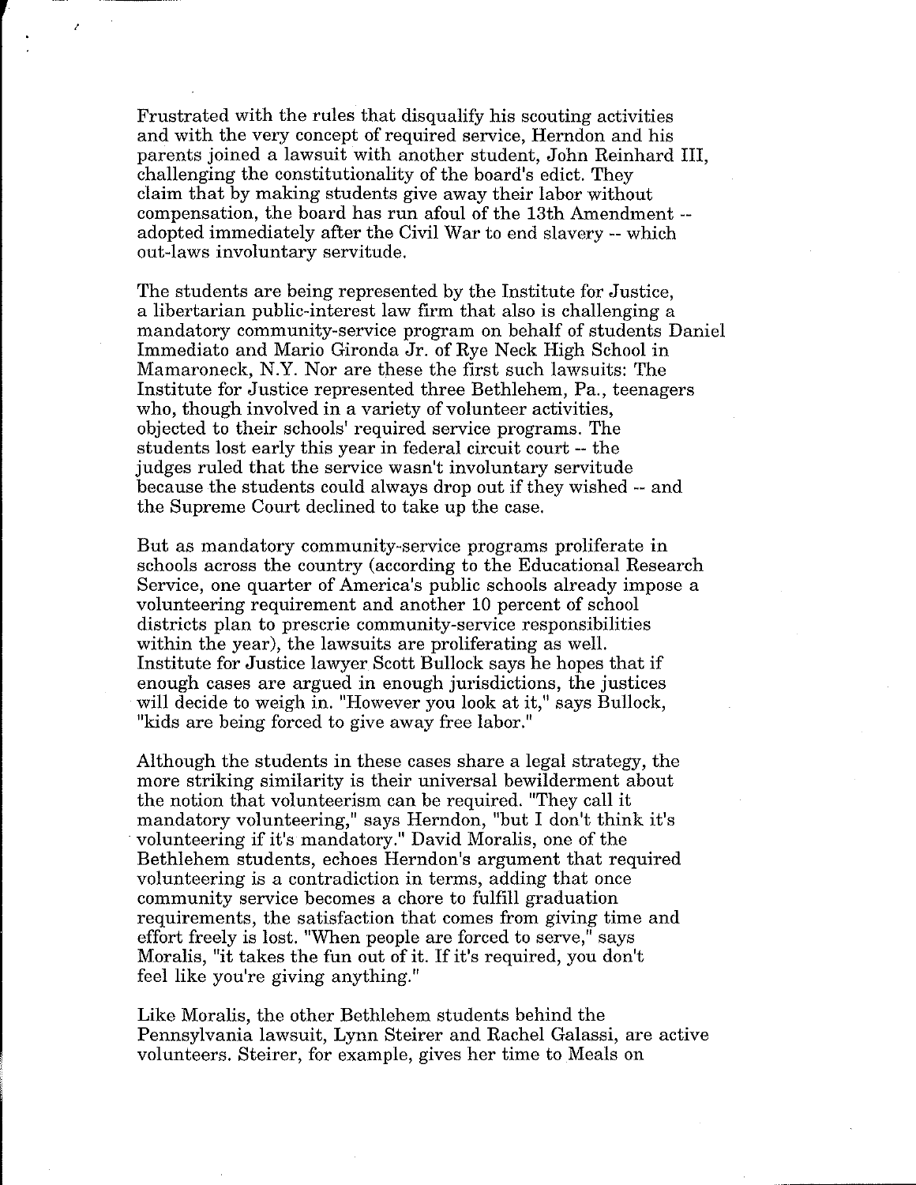Frustrated with the rules that disqualify his scouting activities and with the very concept of required service, Herndon and his parents joined a lawsuit with another student, John Reinhard III, challenging the constitutionality of the board's edict. They claim that by making students give away their labor without compensation, the board has run afoul of the 13th Amendment -- adopted immediately after the Civil War to end slavery -- which out-laws involuntary servitude.

The students are being represented by the Institute for Justice, a libertarian public-interest law firm that also is challenging a mandatory community-service program on behalf of students Daniel Immediato and Mario Gironda Jr. of Rye Neck High School in Mamaroneck, N.Y. Nor are these the first such lawsuits: The Institute for Justice represented three Bethlehem, Pa., teenagers who, though involved in a variety of volunteer activities, objected to their schools' required service programs. The students lost early this year in federal circuit court -- the judges ruled that the service wasn't involuntary servitude because the students could always drop out if they wished -- and the Supreme Court declined to take up the case.

But as mandatory community-service programs proliferate in schools across the country (according to the Educational Research Service, one quarter of America's public schools already impose a volunteering requirement and another 10 percent of school districts plan to prescrie community-service responsibilities within the year), the lawsuits are proliferating as well. Institute for Justice lawyer Scott Bullock says he hopes that if enough cases are argued in enough jurisdictions, the justices will decide to weigh in. "However you look at it," says Bullock, "kids are being forced to give away free labor."

Although the students in these cases share a legal strategy, the more striking similarity is their universal bewilderment about the notion that volunteerism can be required. "They call it mandatory volunteering," says Herndon, "but I don't think it's volunteering if it's mandatory." David Moralis, one of the Bethlehem students, echoes Herndon's argument that required volunteering is a contradiction in terms, adding that once community service becomes a chore to fulfill graduation requirements, the satisfaction that comes from giving time and effort freely is lost. "When people are forced to serve," says Moralis, "it takes the fun out of it. If it's required, you don't feel like you're giving anything."

Like Moralis, the other Bethlehem students behind the Pennsylvania lawsuit, Lynn Steirer and Rachel Galassi, are active volunteers. Steirer, for example, gives her time to Meals on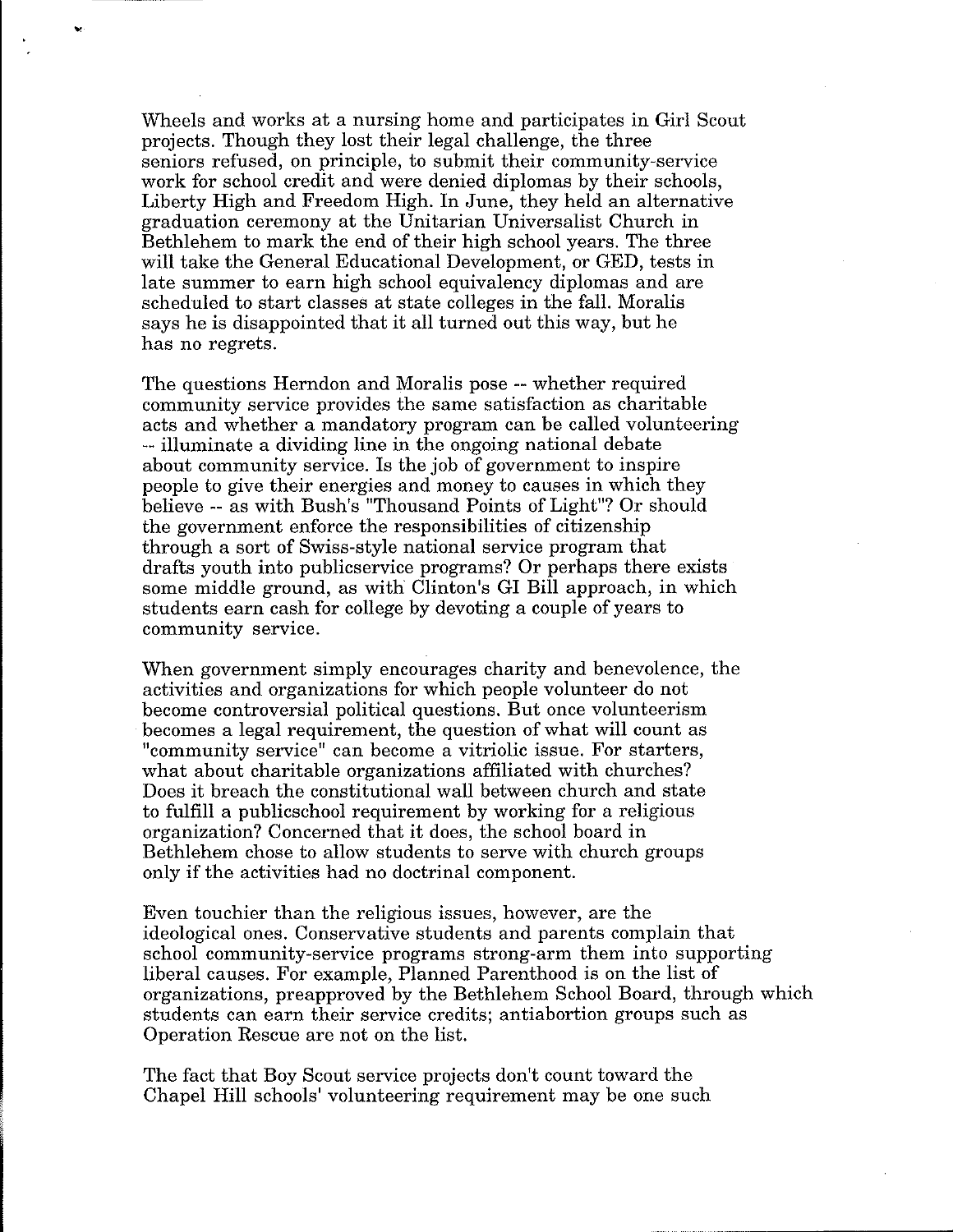Wheels and works at a nursing home and participates in Girl Scout projects. Though they lost their legal challenge, the three seniors refused, on principle, to submit their community-service work for school credit and were denied diplomas by their schools, Liberty High and Freedom High. In June, they held an alternative graduation ceremony at the Unitarian Universalist Church in Bethlehem to mark the end of their high school years. The three will take the General Educational Development, or GED, tests in late summer to earn high school equivalency diplomas and are scheduled to start classes at state colleges in the fall. Moralis says he is disappointed that it all turned out this way, but he has no regrets.

The questions Herndon and Moralis pose -- whether required community service provides the same satisfaction as charitable acts and whether a mandatory program can be called volunteering -- illuminate a dividing line in the ongoing national debate about community service. Is the job of government to inspire people to give their energies and money to causes in which they believe -- as with Bush's "Thousand Points of Light"? Or should the government enforce the responsibilities of citizenship through a sort of Swiss-style national service program that drafts youth into publicservice programs? Or perhaps there exists some middle ground, as with Clinton's GI Bill approach, in which students earn cash for college by devoting a couple of years to community service.

When government simply encourages charity and benevolence, the activities and organizations for which people volunteer do not become controversial political questions. But once volunteerism becomes a legal requirement, the question of what will count as "community service" can become a vitriolic issue. For starters, what about charitable organizations affiliated with churches? Does it breach the constitutional wall between church and state to fulfill a publicschool requirement by working for a religious organization? Concerned that it does, the school board in Bethlehem chose to allow students to serve with church groups only if the activities had no doctrinal component.

Even touchier than the religious issues, however, are the ideological ones. Conservative students and parents complain that school community-service programs strong-arm them into supporting liberal causes. For example, Planned Parenthood is on the list of organizations, preapproved by the Bethlehem School Board, through which students can earn their service credits; antiabortion groups such as Operation Rescue are not on the list.

The fact that Boy Scout service projects don't count toward the Chapel Hill schools' volunteering requirement may be one such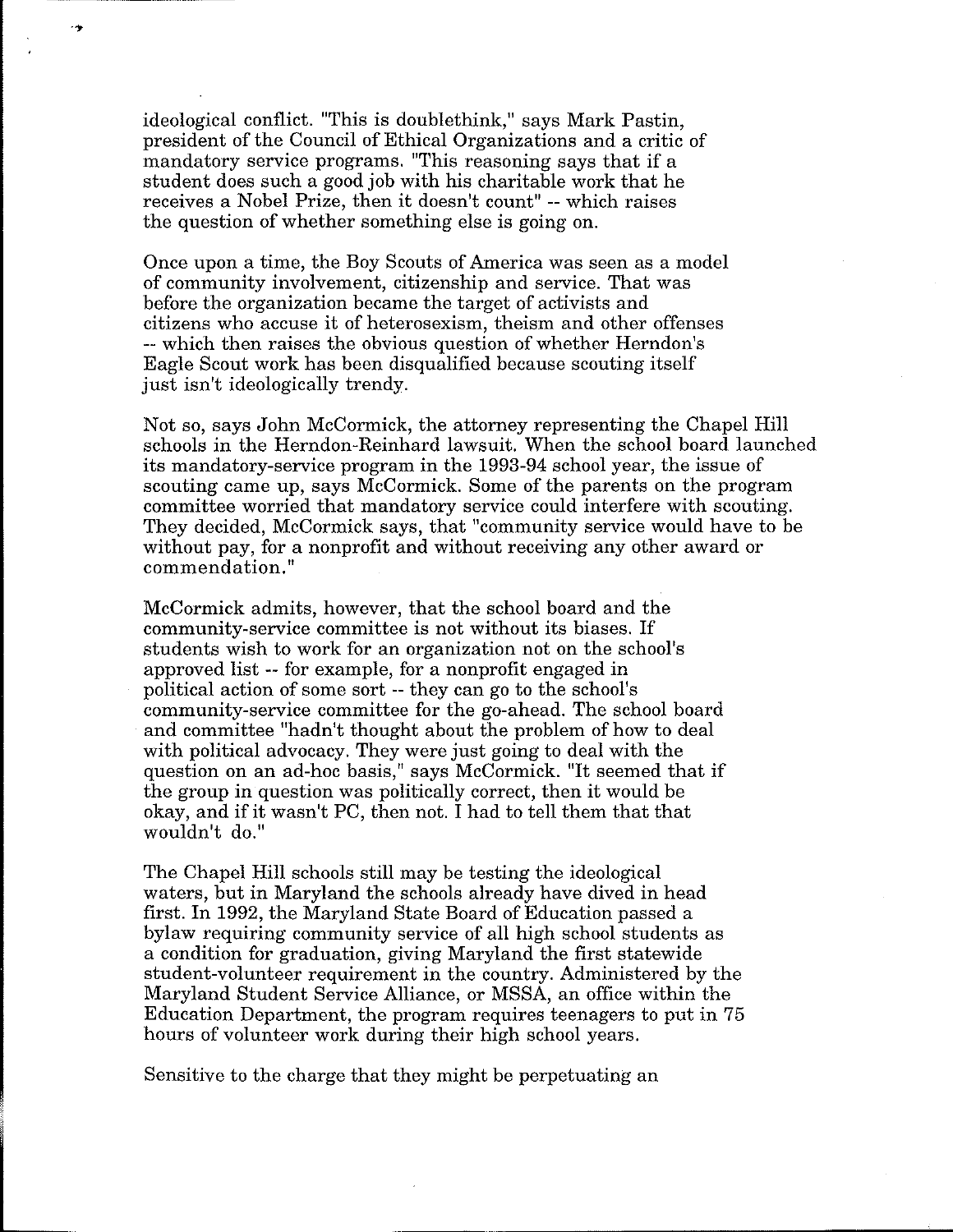ideological conflict. "This is doublethink," says Mark Pastin, president of the Council of Ethical Organizations and a critic of mandatory service programs. "This reasoning says that if a student does such a good job with his charitable work that he receives a Nobel Prize, then it doesn't count" -- which raises the question of whether something else is going on.

Once upon a time, the Boy Scouts of America was seen as a model of community involvement, citizenship and service. That was before the organization became the target of activists and citizens who accuse it of heterosexism, theism and other offenses -- which then raises the obvious question of whether Herndon's Eagle Scout work has been disqualified because scouting itself just isn't ideologically trendy.

Not so, says John McCormick, the attorney representing the Chapel Hill schools in the Herndon-Reinhard lawsuit. When the school board launched its mandatory-service program in the 1993-94 school year, the issue of scouting came up, says McCormick. Some of the parents on the program committee worried that mandatory service could interfere with scouting. They decided, McCormick says, that "community service would have to be without pay, for a nonprofit and without receiving any other award or commendation."

McCormick admits, however, that the school board and the community-service committee is not without its biases. If students wish to work for an organization not on the school's approved list -- for example, for a nonprofit engaged in political action of some sort -- they can go to the school's community-service committee for the go-ahead. The school board and committee "hadn't thought about the problem of how to deal with political advocacy. They were just going to deal with the question on an ad-hoc basis," says McCormick. "It seemed that if the group in question was politically correct, then it would be okay, and if it wasn't PC, then not. I had to tell them that that wouldn't do."

The Chapel Hill schools still may be testing the ideological waters, but in Maryland the schools already have dived in head first. In 1992, the Maryland State Board of Education passed a bylaw requiring community service of all high school students as a condition for graduation, giving Maryland the first statewide student-volunteer requirement in the country. Administered by the Maryland Student Service Alliance, or MSSA, an office within the Education Department, the program requires teenagers to put in 75 hours of volunteer work during their high school years.

Sensitive to the charge that they might be perpetuating an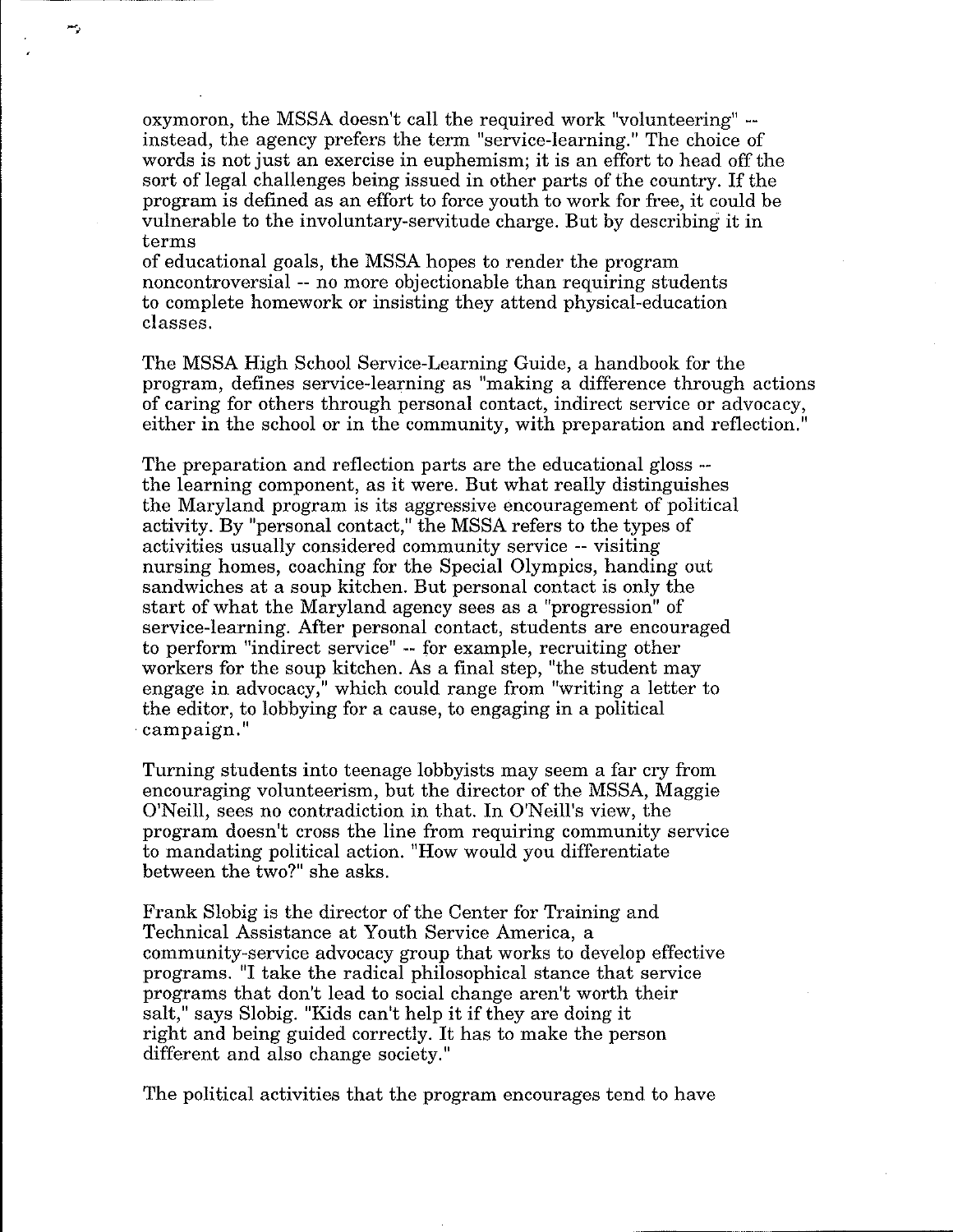oxymoron, the MSSA doesn't call the required work "volunteering" -- instead, the agency prefers the term "service-learning." The choice of words is not just an exercise in euphemism; it is an effort to head off the sort of legal challenges being issued in other parts of the country. If the program is defined as an effort to force youth to work for free, it could be vulnerable to the involuntary-servitude charge. But by describing it in terms of educational goals, the MSSA hopes to render the program noncontroversial -- no more objectionable than requiring students to complete homework or insisting they attend physical-education classes.

The MSSA High School Service-Learning Guide, a handbook for the program, defines service-learning as "making a difference through actions of caring for others through personal contact, indirect service or advocacy, either in the school or in the community, with preparation and reflection."

The preparation and reflection parts are the educational gloss -- the learning component, as it were. But what really distinguishes the Maryland program is its aggressive encouragement of political activity. By "personal contact," the MSSA refers to the types of activities usually considered community service -- visiting nursing homes, coaching for the Special Olympics, handing out sandwiches at a soup kitchen. But personal contact is only the start of what the Maryland agency sees as a "progression" of service-learning. After personal contact, students are encouraged to perform "indirect service" -- for example, recruiting other workers for the soup kitchen. As a final step, "the student may engage in advocacy," which could range from "writing a letter to the editor, to lobbying for a cause, to engaging in a political campaign."

Turning students into teenage lobbyists may seem a far cry from encouraging volunteerism, but the director of the MSSA, Maggie O'Neill, sees no contradiction in that. In O'Neill's view, the program doesn't cross the line from requiring community service to mandating political action. "How would you differentiate between the two?" she asks.

Frank Slobig is the director of the Center for Training and Technical Assistance at Youth Service America, a community-service advocacy group that works to develop effective programs. "I take the radical philosophical stance that service programs that don't lead to social change aren't worth their salt," says Slobig. "Kids can't help it if they are doing it right and being guided correctly. It has to make the person different and also change society."

The political activities that the program encourages tend to have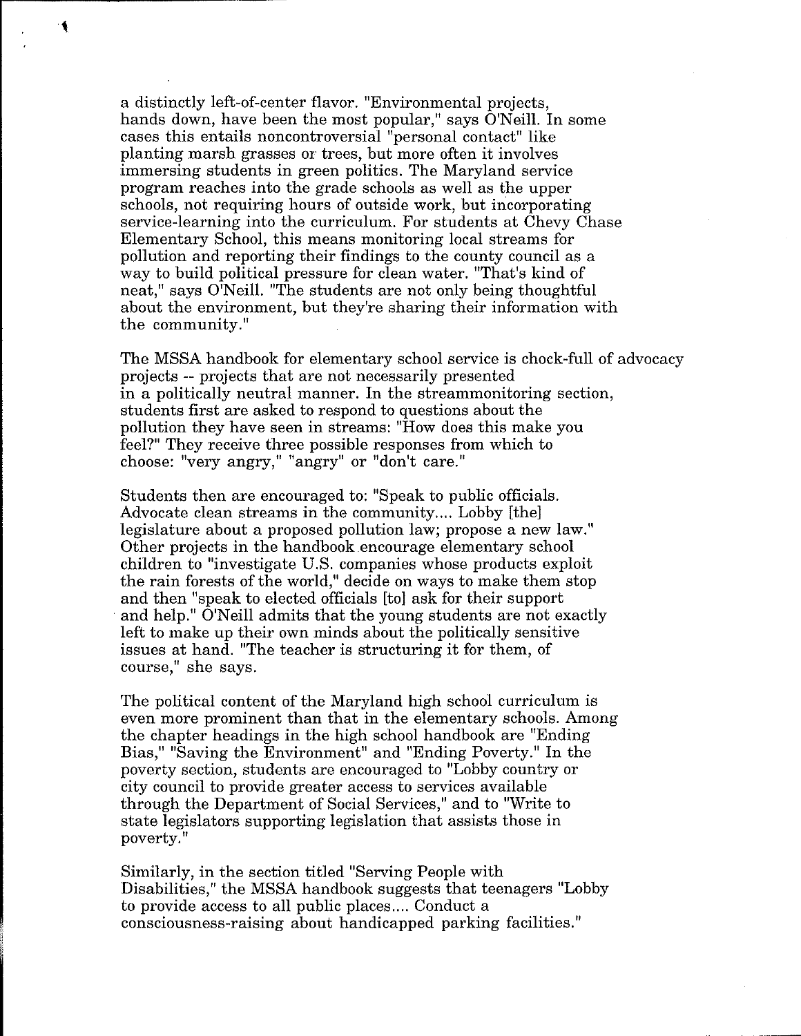a distinctly left-of-center flavor. "Environmental projects, hands down, have been the most popular," says O'Neill. In some cases this entails noncontroversial "personal contact" like planting marsh grasses or trees, but more often it involves immersing students in green politics. The Maryland service program reaches into the grade schools as well as the upper schools, not requiring hours of outside work, but incorporating service-learning into the curriculum. For students at Chevy Chase Elementary School, this means monitoring local streams for pollution and reporting their findings to the county council as a way to build political pressure for clean water. "That's kind of neat," says O'Neill. "The students are not only being thoughtful about the environment, but they're sharing their information with the community."

The MSSA handbook for elementary school service is chock-full of advocacy projects -- projects that are not necessarily presented in a politically neutral manner. In the streammonitoring section, students first are asked to respond to questions about the pollution they have seen in streams: "How does this make you feel?" They receive three possible responses from which to choose: "very angry," "angry" or "don't care."

Students then are encouraged to: "Speak to public officials. Advocate clean streams in the community.... Lobby [the] legislature about a proposed pollution law; propose a new law." Other projects in the handbook encourage elementary school children to "investigate U.S. companies whose products exploit the rain forests of the world," decide on ways to make them stop and then "speak to elected officials [to] ask for their support and help." O'Neill admits that the young students are not exactly left to make up their own minds about the politically sensitive issues at hand. "The teacher is structuring it for them, of course," she says.

The political content of the Maryland high school curriculum is even more prominent than that in the elementary schools. Among the chapter headings in the high school handbook are "Ending Bias," "Saving the Environment" and "Ending Poverty." In the poverty section, students are encouraged to "Lobby country or city council to provide greater access to services available through the Department of Social Services," and to "Write to state legislators supporting legislation that assists those in poverty."

Similarly, in the section titled "Serving People with Disabilities," the MSSA handbook suggests that teenagers "Lobby to provide access to all public places.... Conduct a consciousness-raising about handicapped parking facilities."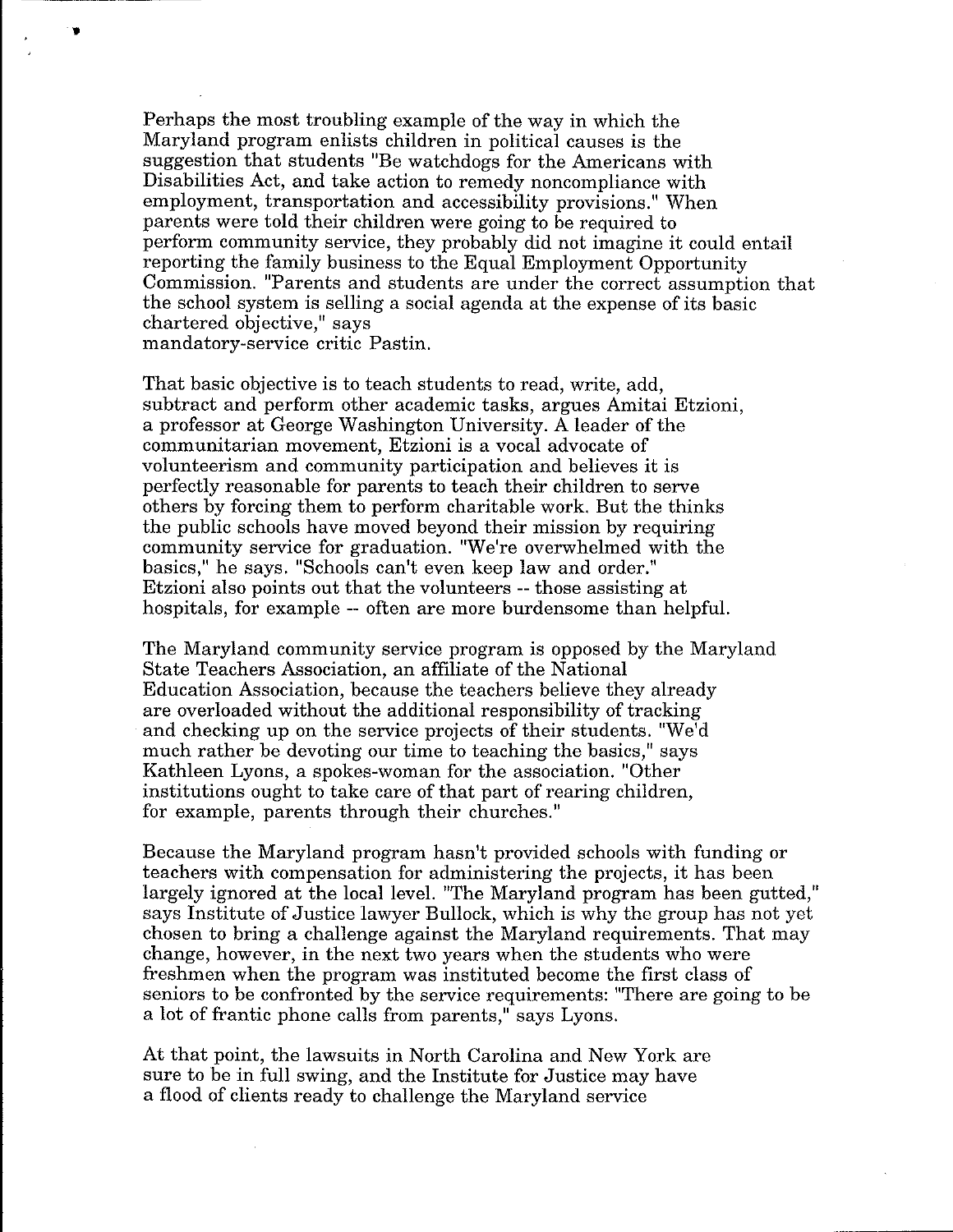Perhaps the most troubling example of the way in which the Maryland program enlists children in political causes is the suggestion that students "Be watchdogs for the Americans with Disabilities Act, and take action to remedy noncompliance with employment, transportation and accessibility provisions." When parents were told their children were going to be required to perform community service, they probably did not imagine it could entail reporting the family business to the Equal Employment Opportunity Commission. "Parents and students are under the correct assumption that the school system is selling a social agenda at the expense of its basic chartered objective," says mandatory-service critic Pastin.

That basic objective is to teach students to read, write, add, subtract and perform other academic tasks, argues Amitai Etzioni, a professor at George Washington University. A leader of the communitarian movement, Etzioni is a vocal advocate of volunteerism and community participation and believes it is perfectly reasonable for parents to teach their children to serve others by forcing them to perform charitable work. But the thinks the public schools have moved beyond their mission by requiring community service for graduation. "We're overwhelmed with the basics," he says. "Schools can't even keep law and order." Etzioni also points out that the volunteers -- those assisting at hospitals, for example -- often are more burdensome than helpful.

The Maryland community service program is opposed by the Maryland State Teachers Association, an affiliate of the National Education Association, because the teachers believe they already are overloaded without the additional responsibility of tracking and checking up on the service projects of their students. "We'd much rather be devoting our time to teaching the basics," says Kathleen Lyons, a spokes-woman for the association. "Other institutions ought to take care of that part of rearing children, for example, parents through their churches."

Because the Maryland program hasn't provided schools with funding or teachers with compensation for administering the projects, it has been largely ignored at the local level. "The Maryland program has been gutted," says Institute of Justice lawyer Bullock, which is why the group has not yet chosen to bring a challenge against the Maryland requirements. That may change, however, in the next two years when the students who were freshmen when the program was instituted become the first class of seniors to be confronted by the service requirements: "There are going to be a lot of frantic phone calls from parents," says Lyons.

At that point, the lawsuits in North Carolina and New York are sure to be in full swing, and the Institute for Justice may have a flood of clients ready to challenge the Maryland service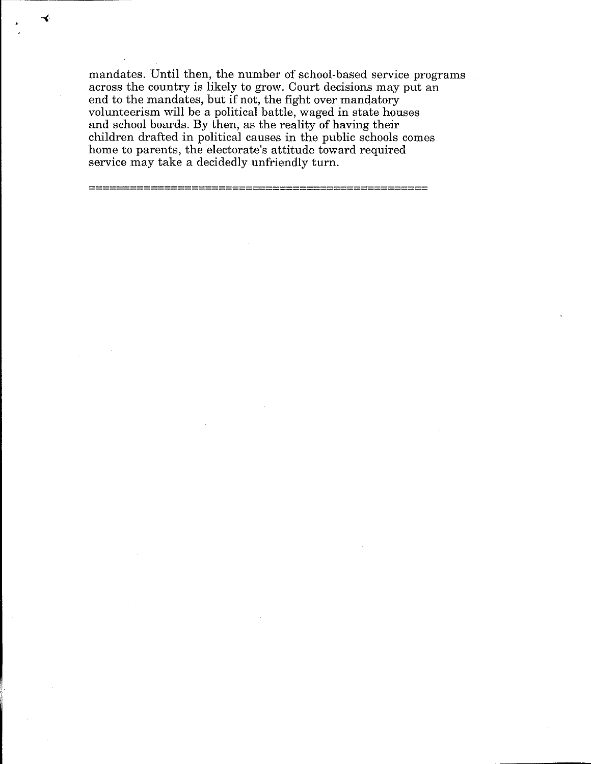mandates. Until then, the number of school-based service programs across the country is likely to grow. Court decisions may put an end to the mandates, but if not, the fight over mandatory volunteerism will be a political battle, waged in state houses and school boards. By then, as the reality of having their children drafted in political causes in the public schools comes home to parents, the electorate's attitude toward required service may take a decidedly unfriendly turn.

================================================